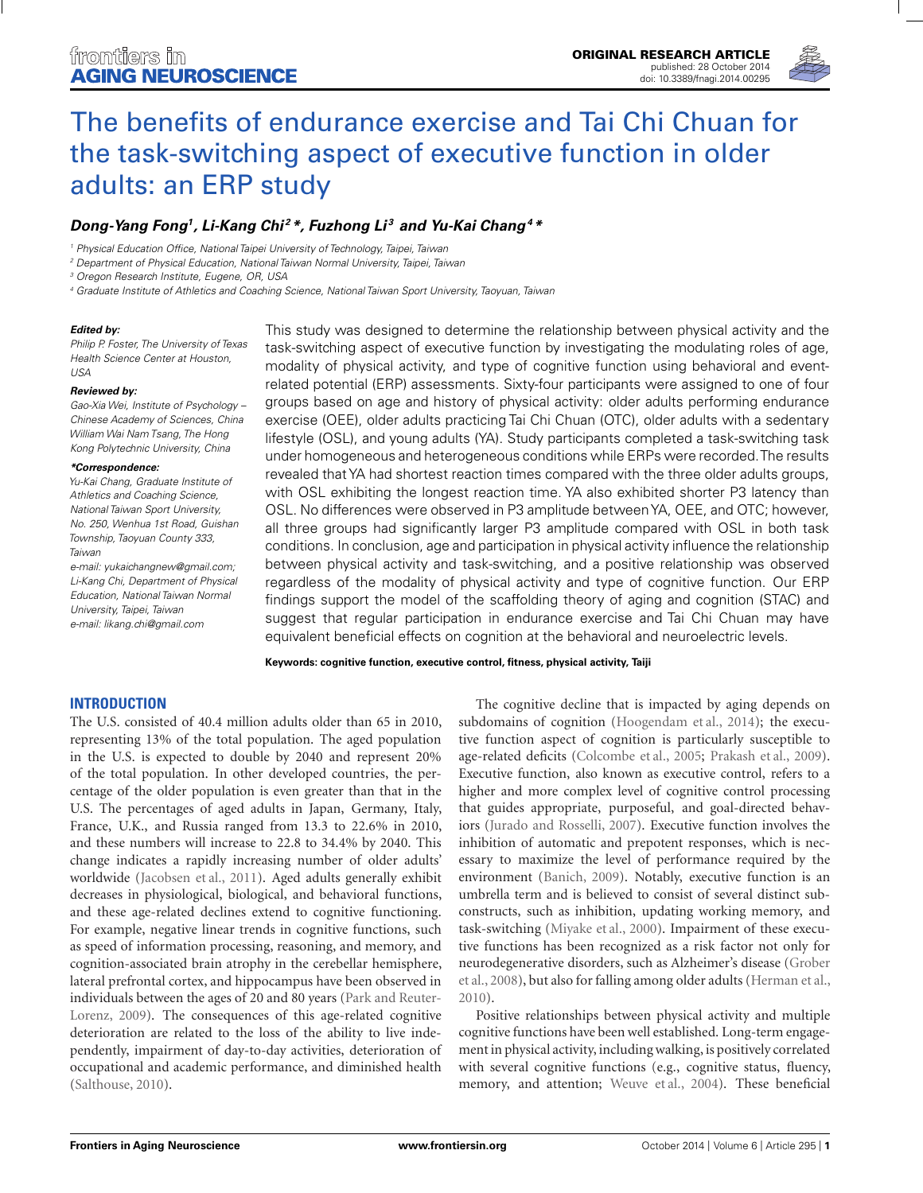# The benefits of endurance exercise and Tai Chi Chuan for the task-switching aspect of executive function in older adults: an ERP study

***Dong-Yang Fong[1], Li-Kang Chi[2]\*, Fuzhong Li[3] and Yu-Kai Chang[4]\****

[1] *Physical Education Office, National Taipei University of Technology, Taipei, Taiwan*
[2] *Department of Physical Education, National Taiwan Normal University, Taipei, Taiwan*
[3] *Oregon Research Institute, Eugene, OR, USA*
[4] *Graduate Institute of Athletics and Coaching Science, National Taiwan Sport University, Taoyuan, Taiwan*

***Edited by:***
*Philip P. Foster, The University of Texas Health Science Center at Houston, USA*

***Reviewed by:***
*Gao-Xia Wei, Institute of Psychology – Chinese Academy of Sciences, China*
*William Wai Nam Tsang, The Hong Kong Polytechnic University, China*

***\*Correspondence:***
*Yu-Kai Chang, Graduate Institute of Athletics and Coaching Science, National Taiwan Sport University, No. 250, Wenhua 1st Road, Guishan Township, Taoyuan County 333, Taiwan*
*e-mail: yukaichangnew@gmail.com;*
*Li-Kang Chi, Department of Physical Education, National Taiwan Normal University, Taipei, Taiwan*
*e-mail: likang.chi@gmail.com*

This study was designed to determine the relationship between physical activity and the task-switching aspect of executive function by investigating the modulating roles of age, modality of physical activity, and type of cognitive function using behavioral and event-related potential (ERP) assessments. Sixty-four participants were assigned to one of four groups based on age and history of physical activity: older adults performing endurance exercise (OEE), older adults practicing Tai Chi Chuan (OTC), older adults with a sedentary lifestyle (OSL), and young adults (YA). Study participants completed a task-switching task under homogeneous and heterogeneous conditions while ERPs were recorded. The results revealed that YA had shortest reaction times compared with the three older adults groups, with OSL exhibiting the longest reaction time. YA also exhibited shorter P3 latency than OSL. No differences were observed in P3 amplitude between YA, OEE, and OTC; however, all three groups had significantly larger P3 amplitude compared with OSL in both task conditions. In conclusion, age and participation in physical activity influence the relationship between physical activity and task-switching, and a positive relationship was observed regardless of the modality of physical activity and type of cognitive function. Our ERP findings support the model of the scaffolding theory of aging and cognition (STAC) and suggest that regular participation in endurance exercise and Tai Chi Chuan may have equivalent beneficial effects on cognition at the behavioral and neuroelectric levels.

**Keywords: cognitive function, executive control, fitness, physical activity, Taiji**

## INTRODUCTION

The U.S. consisted of 40.4 million adults older than 65 in 2010, representing 13% of the total population. The aged population in the U.S. is expected to double by 2040 and represent 20% of the total population. In other developed countries, the percentage of the older population is even greater than that in the U.S. The percentages of aged adults in Japan, Germany, Italy, France, U.K., and Russia ranged from 13.3 to 22.6% in 2010, and these numbers will increase to 22.8 to 34.4% by 2040. This change indicates a rapidly increasing number of older adults' worldwide (Jacobsen et al., 2011). Aged adults generally exhibit decreases in physiological, biological, and behavioral functions, and these age-related declines extend to cognitive functioning. For example, negative linear trends in cognitive functions, such as speed of information processing, reasoning, and memory, and cognition-associated brain atrophy in the cerebellar hemisphere, lateral prefrontal cortex, and hippocampus have been observed in individuals between the ages of 20 and 80 years (Park and Reuter-Lorenz, 2009). The consequences of this age-related cognitive deterioration are related to the loss of the ability to live independently, impairment of day-to-day activities, deterioration of occupational and academic performance, and diminished health (Salthouse, 2010).

The cognitive decline that is impacted by aging depends on subdomains of cognition (Hoogendam et al., 2014); the executive function aspect of cognition is particularly susceptible to age-related deficits (Colcombe et al., 2005; Prakash et al., 2009). Executive function, also known as executive control, refers to a higher and more complex level of cognitive control processing that guides appropriate, purposeful, and goal-directed behaviors (Jurado and Rosselli, 2007). Executive function involves the inhibition of automatic and prepotent responses, which is necessary to maximize the level of performance required by the environment (Banich, 2009). Notably, executive function is an umbrella term and is believed to consist of several distinct subconstructs, such as inhibition, updating working memory, and task-switching (Miyake et al., 2000). Impairment of these executive functions has been recognized as a risk factor not only for neurodegenerative disorders, such as Alzheimer's disease (Grober et al., 2008), but also for falling among older adults (Herman et al., 2010).

Positive relationships between physical activity and multiple cognitive functions have been well established. Long-term engagement in physical activity, including walking, is positively correlated with several cognitive functions (e.g., cognitive status, fluency, memory, and attention; Weuve et al., 2004). These beneficial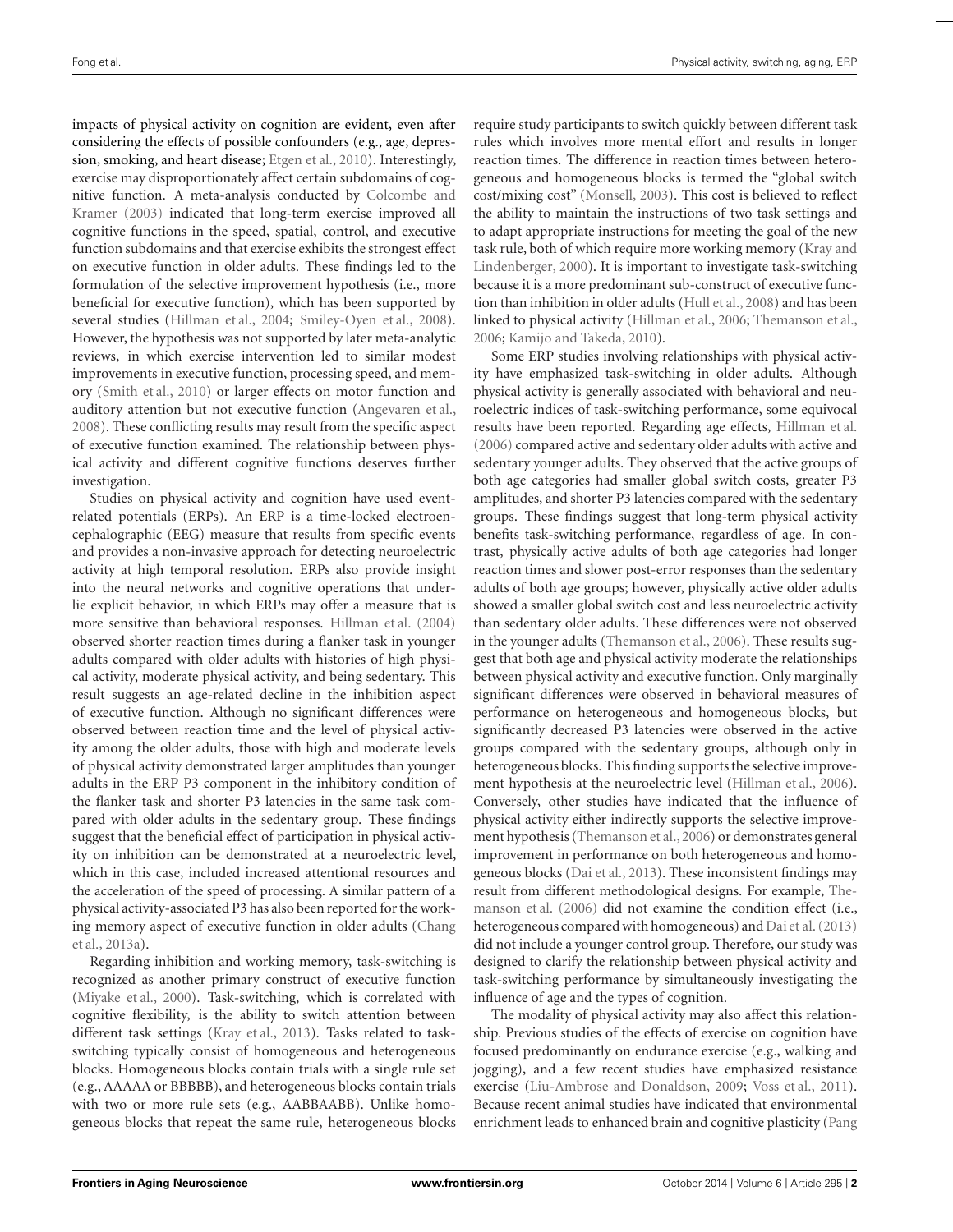impacts of physical activity on cognition are evident, even after considering the effects of possible confounders (e.g., age, depression, smoking, and heart disease; Etgen et al., 2010). Interestingly, exercise may disproportionately affect certain subdomains of cognitive function. A meta-analysis conducted by Colcombe and Kramer (2003) indicated that long-term exercise improved all cognitive functions in the speed, spatial, control, and executive function subdomains and that exercise exhibits the strongest effect on executive function in older adults. These findings led to the formulation of the selective improvement hypothesis (i.e., more beneficial for executive function), which has been supported by several studies (Hillman et al., 2004; Smiley-Oyen et al., 2008). However, the hypothesis was not supported by later meta-analytic reviews, in which exercise intervention led to similar modest improvements in executive function, processing speed, and memory (Smith et al., 2010) or larger effects on motor function and auditory attention but not executive function (Angevaren et al., 2008). These conflicting results may result from the specific aspect of executive function examined. The relationship between physical activity and different cognitive functions deserves further investigation.

Studies on physical activity and cognition have used event-related potentials (ERPs). An ERP is a time-locked electroencephalographic (EEG) measure that results from specific events and provides a non-invasive approach for detecting neuroelectric activity at high temporal resolution. ERPs also provide insight into the neural networks and cognitive operations that underlie explicit behavior, in which ERPs may offer a measure that is more sensitive than behavioral responses. Hillman et al. (2004) observed shorter reaction times during a flanker task in younger adults compared with older adults with histories of high physical activity, moderate physical activity, and being sedentary. This result suggests an age-related decline in the inhibition aspect of executive function. Although no significant differences were observed between reaction time and the level of physical activity among the older adults, those with high and moderate levels of physical activity demonstrated larger amplitudes than younger adults in the ERP P3 component in the inhibitory condition of the flanker task and shorter P3 latencies in the same task compared with older adults in the sedentary group. These findings suggest that the beneficial effect of participation in physical activity on inhibition can be demonstrated at a neuroelectric level, which in this case, included increased attentional resources and the acceleration of the speed of processing. A similar pattern of a physical activity-associated P3 has also been reported for the working memory aspect of executive function in older adults (Chang et al., 2013a).

Regarding inhibition and working memory, task-switching is recognized as another primary construct of executive function (Miyake et al., 2000). Task-switching, which is correlated with cognitive flexibility, is the ability to switch attention between different task settings (Kray et al., 2013). Tasks related to task-switching typically consist of homogeneous and heterogeneous blocks. Homogeneous blocks contain trials with a single rule set (e.g., AAAAA or BBBBB), and heterogeneous blocks contain trials with two or more rule sets (e.g., AABBAABB). Unlike homogeneous blocks that repeat the same rule, heterogeneous blocks require study participants to switch quickly between different task rules which involves more mental effort and results in longer reaction times. The difference in reaction times between heterogeneous and homogeneous blocks is termed the "global switch cost/mixing cost" (Monsell, 2003). This cost is believed to reflect the ability to maintain the instructions of two task settings and to adapt appropriate instructions for meeting the goal of the new task rule, both of which require more working memory (Kray and Lindenberger, 2000). It is important to investigate task-switching because it is a more predominant sub-construct of executive function than inhibition in older adults (Hull et al., 2008) and has been linked to physical activity (Hillman et al., 2006; Themanson et al., 2006; Kamijo and Takeda, 2010).

Some ERP studies involving relationships with physical activity have emphasized task-switching in older adults. Although physical activity is generally associated with behavioral and neuroelectric indices of task-switching performance, some equivocal results have been reported. Regarding age effects, Hillman et al. (2006) compared active and sedentary older adults with active and sedentary younger adults. They observed that the active groups of both age categories had smaller global switch costs, greater P3 amplitudes, and shorter P3 latencies compared with the sedentary groups. These findings suggest that long-term physical activity benefits task-switching performance, regardless of age. In contrast, physically active adults of both age categories had longer reaction times and slower post-error responses than the sedentary adults of both age groups; however, physically active older adults showed a smaller global switch cost and less neuroelectric activity than sedentary older adults. These differences were not observed in the younger adults (Themanson et al., 2006). These results suggest that both age and physical activity moderate the relationships between physical activity and executive function. Only marginally significant differences were observed in behavioral measures of performance on heterogeneous and homogeneous blocks, but significantly decreased P3 latencies were observed in the active groups compared with the sedentary groups, although only in heterogeneous blocks. This finding supports the selective improvement hypothesis at the neuroelectric level (Hillman et al., 2006). Conversely, other studies have indicated that the influence of physical activity either indirectly supports the selective improvement hypothesis (Themanson et al., 2006) or demonstrates general improvement in performance on both heterogeneous and homogeneous blocks (Dai et al., 2013). These inconsistent findings may result from different methodological designs. For example, Themanson et al. (2006) did not examine the condition effect (i.e., heterogeneous compared with homogeneous) and Dai et al. (2013) did not include a younger control group. Therefore, our study was designed to clarify the relationship between physical activity and task-switching performance by simultaneously investigating the influence of age and the types of cognition.

The modality of physical activity may also affect this relationship. Previous studies of the effects of exercise on cognition have focused predominantly on endurance exercise (e.g., walking and jogging), and a few recent studies have emphasized resistance exercise (Liu-Ambrose and Donaldson, 2009; Voss et al., 2011). Because recent animal studies have indicated that environmental enrichment leads to enhanced brain and cognitive plasticity (Pang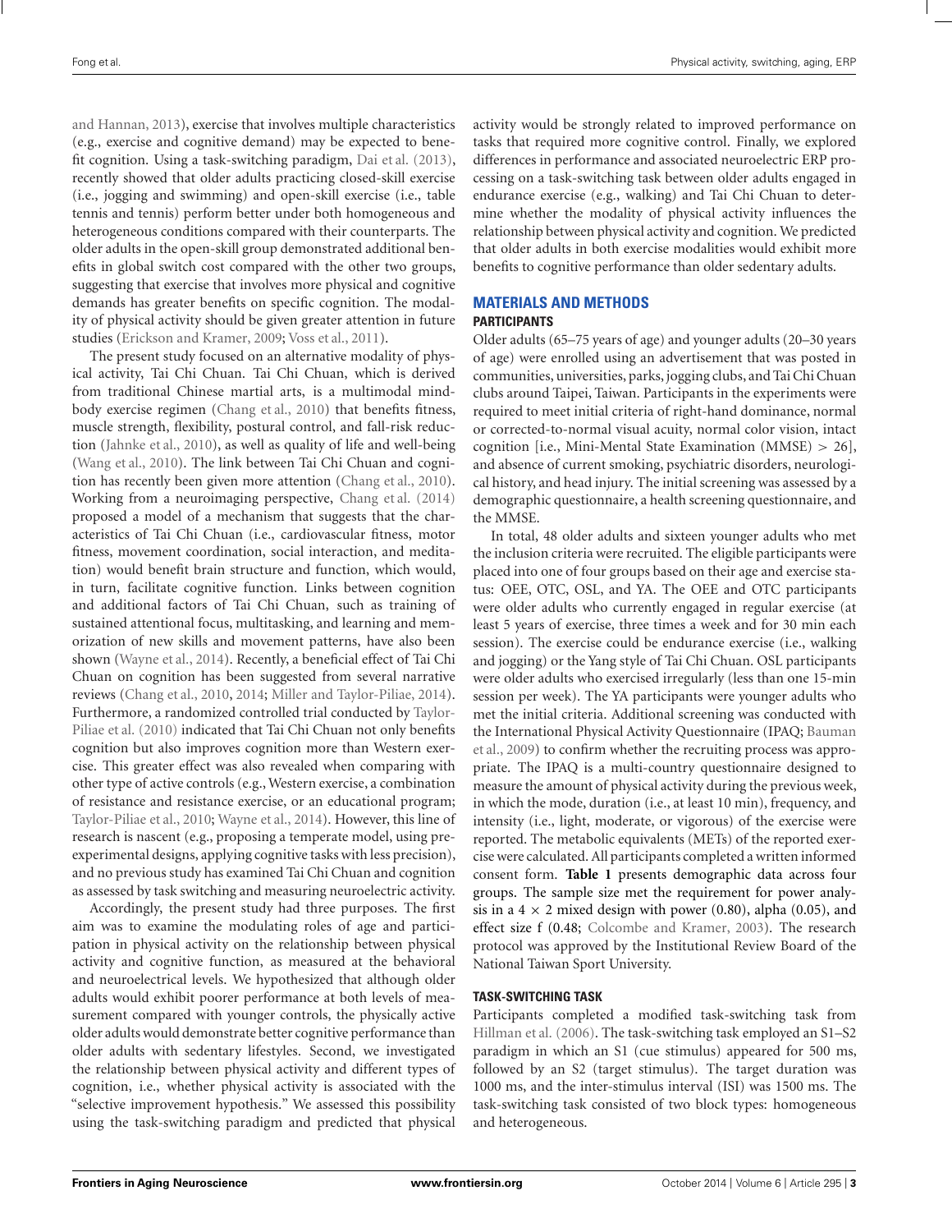and Hannan, 2013), exercise that involves multiple characteristics (e.g., exercise and cognitive demand) may be expected to benefit cognition. Using a task-switching paradigm, Dai et al. (2013), recently showed that older adults practicing closed-skill exercise (i.e., jogging and swimming) and open-skill exercise (i.e., table tennis and tennis) perform better under both homogeneous and heterogeneous conditions compared with their counterparts. The older adults in the open-skill group demonstrated additional benefits in global switch cost compared with the other two groups, suggesting that exercise that involves more physical and cognitive demands has greater benefits on specific cognition. The modality of physical activity should be given greater attention in future studies (Erickson and Kramer, 2009; Voss et al., 2011).

The present study focused on an alternative modality of physical activity, Tai Chi Chuan. Tai Chi Chuan, which is derived from traditional Chinese martial arts, is a multimodal mind-body exercise regimen (Chang et al., 2010) that benefits fitness, muscle strength, flexibility, postural control, and fall-risk reduction (Jahnke et al., 2010), as well as quality of life and well-being (Wang et al., 2010). The link between Tai Chi Chuan and cognition has recently been given more attention (Chang et al., 2010). Working from a neuroimaging perspective, Chang et al. (2014) proposed a model of a mechanism that suggests that the characteristics of Tai Chi Chuan (i.e., cardiovascular fitness, motor fitness, movement coordination, social interaction, and meditation) would benefit brain structure and function, which would, in turn, facilitate cognitive function. Links between cognition and additional factors of Tai Chi Chuan, such as training of sustained attentional focus, multitasking, and learning and memorization of new skills and movement patterns, have also been shown (Wayne et al., 2014). Recently, a beneficial effect of Tai Chi Chuan on cognition has been suggested from several narrative reviews (Chang et al., 2010, 2014; Miller and Taylor-Piliae, 2014). Furthermore, a randomized controlled trial conducted by Taylor-Piliae et al. (2010) indicated that Tai Chi Chuan not only benefits cognition but also improves cognition more than Western exercise. This greater effect was also revealed when comparing with other type of active controls (e.g., Western exercise, a combination of resistance and resistance exercise, or an educational program; Taylor-Piliae et al., 2010; Wayne et al., 2014). However, this line of research is nascent (e.g., proposing a temperate model, using pre-experimental designs, applying cognitive tasks with less precision), and no previous study has examined Tai Chi Chuan and cognition as assessed by task switching and measuring neuroelectric activity.

Accordingly, the present study had three purposes. The first aim was to examine the modulating roles of age and participation in physical activity on the relationship between physical activity and cognitive function, as measured at the behavioral and neuroelectrical levels. We hypothesized that although older adults would exhibit poorer performance at both levels of measurement compared with younger controls, the physically active older adults would demonstrate better cognitive performance than older adults with sedentary lifestyles. Second, we investigated the relationship between physical activity and different types of cognition, i.e., whether physical activity is associated with the "selective improvement hypothesis." We assessed this possibility using the task-switching paradigm and predicted that physical activity would be strongly related to improved performance on tasks that required more cognitive control. Finally, we explored differences in performance and associated neuroelectric ERP processing on a task-switching task between older adults engaged in endurance exercise (e.g., walking) and Tai Chi Chuan to determine whether the modality of physical activity influences the relationship between physical activity and cognition. We predicted that older adults in both exercise modalities would exhibit more benefits to cognitive performance than older sedentary adults.

## MATERIALS AND METHODS

### PARTICIPANTS

Older adults (65–75 years of age) and younger adults (20–30 years of age) were enrolled using an advertisement that was posted in communities, universities, parks, jogging clubs, and Tai Chi Chuan clubs around Taipei, Taiwan. Participants in the experiments were required to meet initial criteria of right-hand dominance, normal or corrected-to-normal visual acuity, normal color vision, intact cognition [i.e., Mini-Mental State Examination (MMSE) > 26], and absence of current smoking, psychiatric disorders, neurological history, and head injury. The initial screening was assessed by a demographic questionnaire, a health screening questionnaire, and the MMSE.

In total, 48 older adults and sixteen younger adults who met the inclusion criteria were recruited. The eligible participants were placed into one of four groups based on their age and exercise status: OEE, OTC, OSL, and YA. The OEE and OTC participants were older adults who currently engaged in regular exercise (at least 5 years of exercise, three times a week and for 30 min each session). The exercise could be endurance exercise (i.e., walking and jogging) or the Yang style of Tai Chi Chuan. OSL participants were older adults who exercised irregularly (less than one 15-min session per week). The YA participants were younger adults who met the initial criteria. Additional screening was conducted with the International Physical Activity Questionnaire (IPAQ; Bauman et al., 2009) to confirm whether the recruiting process was appropriate. The IPAQ is a multi-country questionnaire designed to measure the amount of physical activity during the previous week, in which the mode, duration (i.e., at least 10 min), frequency, and intensity (i.e., light, moderate, or vigorous) of the exercise were reported. The metabolic equivalents (METs) of the reported exercise were calculated. All participants completed a written informed consent form. **Table 1** presents demographic data across four groups. The sample size met the requirement for power analysis in a $4 \times 2$ mixed design with power (0.80), alpha (0.05), and effect size f (0.48; Colcombe and Kramer, 2003). The research protocol was approved by the Institutional Review Board of the National Taiwan Sport University.

### TASK-SWITCHING TASK

Participants completed a modified task-switching task from Hillman et al. (2006). The task-switching task employed an S1–S2 paradigm in which an S1 (cue stimulus) appeared for 500 ms, followed by an S2 (target stimulus). The target duration was 1000 ms, and the inter-stimulus interval (ISI) was 1500 ms. The task-switching task consisted of two block types: homogeneous and heterogeneous.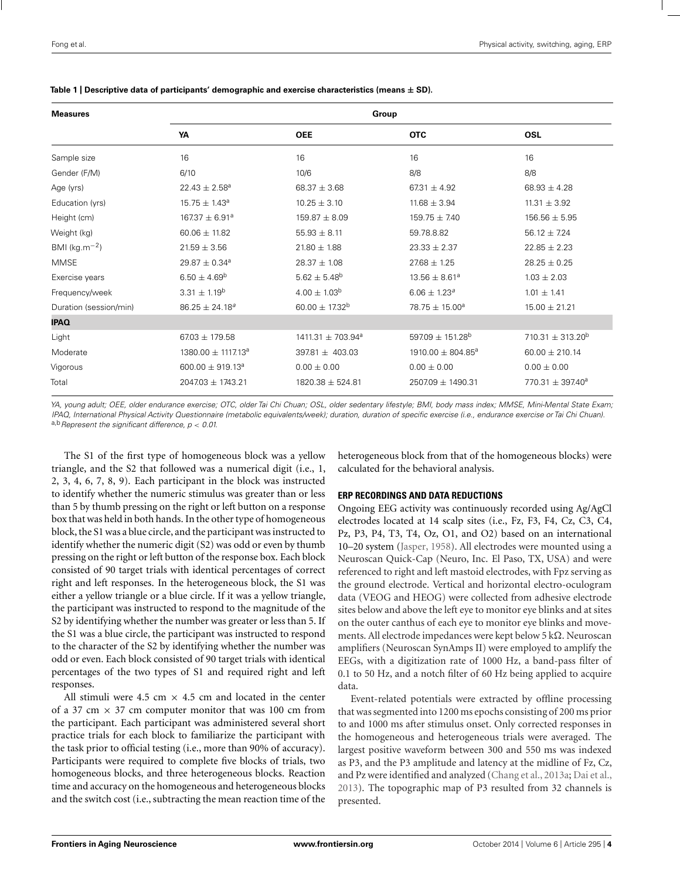**Table 1 | Descriptive data of participants' demographic and exercise characteristics (means ± SD).**

| Measures | Group | | | |
|---|---|---|---|---|
| | **YA** | **OEE** | **OTC** | **OSL** |
| Sample size | 16 | 16 | 16 | 16 |
| Gender (F/M) | 6/10 | 10/6 | 8/8 | 8/8 |
| Age (yrs) | 22.43 ± 2.58[a] | 68.37 ± 3.68 | 67.31 ± 4.92 | 68.93 ± 4.28 |
| Education (yrs) | 15.75 ± 1.43[a] | 10.25 ± 3.10 | 11.68 ± 3.94 | 11.31 ± 3.92 |
| Height (cm) | 167.37 ± 6.91[a] | 159.87 ± 8.09 | 159.75 ± 7.40 | 156.56 ± 5.95 |
| Weight (kg) | 60.06 ± 11.82 | 55.93 ± 8.11 | 59.78.8.82 | 56.12 ± 7.24 |
| BMI (kg.m$^{-2}$) | 21.59 ± 3.56 | 21.80 ± 1.88 | 23.33 ± 2.37 | 22.85 ± 2.23 |
| MMSE | 29.87 ± 0.34[a] | 28.37 ± 1.08 | 27.68 ± 1.25 | 28.25 ± 0.25 |
| Exercise years | 6.50 ± 4.69[b] | 5.62 ± 5.48[b] | 13.56 ± 8.61[a] | 1.03 ± 2.03 |
| Frequency/week | 3.31 ± 1.19[b] | 4.00 ± 1.03[b] | 6.06 ± 1.23[a] | 1.01 ± 1.41 |
| Duration (session/min) | 86.25 ± 24.18[a] | 60.00 ± 17.32[b] | 78.75 ± 15.00[a] | 15.00 ± 21.21 |
| **IPAQ** | | | | |
| Light | 67.03 ± 179.58 | 1411.31 ± 703.94[a] | 597.09 ± 151.28[b] | 710.31 ± 313.20[b] |
| Moderate | 1380.00 ± 1117.13[a] | 397.81 ± 403.03 | 1910.00 ± 804.85[a] | 60.00 ± 210.14 |
| Vigorous | 600.00 ± 919.13[a] | 0.00 ± 0.00 | 0.00 ± 0.00 | 0.00 ± 0.00 |
| Total | 2047.03 ± 1743.21 | 1820.38 ± 524.81 | 2507.09 ± 1490.31 | 770.31 ± 397.40[a] |

*YA, young adult; OEE, older endurance exercise; OTC, older Tai Chi Chuan; OSL, older sedentary lifestyle; BMI, body mass index; MMSE, Mini-Mental State Exam; IPAQ, International Physical Activity Questionnaire (metabolic equivalents/week); duration, duration of specific exercise (i.e., endurance exercise or Tai Chi Chuan).*
[a,b] *Represent the significant difference, $p < 0.01$.*

The S1 of the first type of homogeneous block was a yellow triangle, and the S2 that followed was a numerical digit (i.e., 1, 2, 3, 4, 6, 7, 8, 9). Each participant in the block was instructed to identify whether the numeric stimulus was greater than or less than 5 by thumb pressing on the right or left button on a response box that was held in both hands. In the other type of homogeneous block, the S1 was a blue circle, and the participant was instructed to identify whether the numeric digit (S2) was odd or even by thumb pressing on the right or left button of the response box. Each block consisted of 90 target trials with identical percentages of correct right and left responses. In the heterogeneous block, the S1 was either a yellow triangle or a blue circle. If it was a yellow triangle, the participant was instructed to respond to the magnitude of the S2 by identifying whether the number was greater or less than 5. If the S1 was a blue circle, the participant was instructed to respond to the character of the S2 by identifying whether the number was odd or even. Each block consisted of 90 target trials with identical percentages of the two types of S1 and required right and left responses.

All stimuli were 4.5 cm × 4.5 cm and located in the center of a 37 cm × 37 cm computer monitor that was 100 cm from the participant. Each participant was administered several short practice trials for each block to familiarize the participant with the task prior to official testing (i.e., more than 90% of accuracy). Participants were required to complete five blocks of trials, two homogeneous blocks, and three heterogeneous blocks. Reaction time and accuracy on the homogeneous and heterogeneous blocks and the switch cost (i.e., subtracting the mean reaction time of the heterogeneous block from that of the homogeneous blocks) were calculated for the behavioral analysis.

### ERP RECORDINGS AND DATA REDUCTIONS

Ongoing EEG activity was continuously recorded using Ag/AgCl electrodes located at 14 scalp sites (i.e., Fz, F3, F4, Cz, C3, C4, Pz, P3, P4, T3, T4, Oz, O1, and O2) based on an international 10–20 system (Jasper, 1958). All electrodes were mounted using a Neuroscan Quick-Cap (Neuro, Inc. El Paso, TX, USA) and were referenced to right and left mastoid electrodes, with Fpz serving as the ground electrode. Vertical and horizontal electro-oculogram data (VEOG and HEOG) were collected from adhesive electrode sites below and above the left eye to monitor eye blinks and at sites on the outer canthus of each eye to monitor eye blinks and movements. All electrode impedances were kept below 5 kΩ. Neuroscan amplifiers (Neuroscan SynAmps II) were employed to amplify the EEGs, with a digitization rate of 1000 Hz, a band-pass filter of 0.1 to 50 Hz, and a notch filter of 60 Hz being applied to acquire data.

Event-related potentials were extracted by offline processing that was segmented into 1200 ms epochs consisting of 200 ms prior to and 1000 ms after stimulus onset. Only corrected responses in the homogeneous and heterogeneous trials were averaged. The largest positive waveform between 300 and 550 ms was indexed as P3, and the P3 amplitude and latency at the midline of Fz, Cz, and Pz were identified and analyzed (Chang et al., 2013a; Dai et al., 2013). The topographic map of P3 resulted from 32 channels is presented.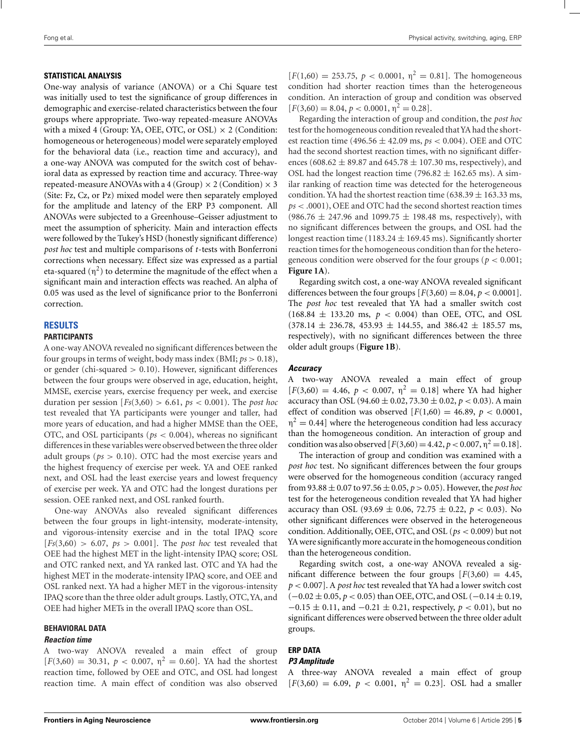### STATISTICAL ANALYSIS

One-way analysis of variance (ANOVA) or a Chi Square test was initially used to test the significance of group differences in demographic and exercise-related characteristics between the four groups where appropriate. Two-way repeated-measure ANOVAs with a mixed 4 (Group: YA, OEE, OTC, or OSL) × 2 (Condition: homogeneous or heterogeneous) model were separately employed for the behavioral data (i.e., reaction time and accuracy), and a one-way ANOVA was computed for the switch cost of behavioral data as expressed by reaction time and accuracy. Three-way repeated-measure ANOVAs with a 4 (Group) × 2 (Condition) × 3 (Site: Fz, Cz, or Pz) mixed model were then separately employed for the amplitude and latency of the ERP P3 component. All ANOVAs were subjected to a Greenhouse–Geisser adjustment to meet the assumption of sphericity. Main and interaction effects were followed by the Tukey's HSD (honestly significant difference) *post hoc* test and multiple comparisons of *t*-tests with Bonferroni corrections when necessary. Effect size was expressed as a partial eta-squared ($\eta^2$) to determine the magnitude of the effect when a significant main and interaction effects was reached. An alpha of 0.05 was used as the level of significance prior to the Bonferroni correction.

## RESULTS

### PARTICIPANTS

A one-way ANOVA revealed no significant differences between the four groups in terms of weight, body mass index (BMI; $ps > 0.18$), or gender (chi-squared $> 0.10$). However, significant differences between the four groups were observed in age, education, height, MMSE, exercise years, exercise frequency per week, and exercise duration per session [$Fs(3,60) > 6.61$, $ps < 0.001$). The *post hoc* test revealed that YA participants were younger and taller, had more years of education, and had a higher MMSE than the OEE, OTC, and OSL participants ($ps < 0.004$), whereas no significant differences in these variables were observed between the three older adult groups ($ps > 0.10$). OTC had the most exercise years and the highest frequency of exercise per week. YA and OEE ranked next, and OSL had the least exercise years and lowest frequency of exercise per week. YA and OTC had the longest durations per session. OEE ranked next, and OSL ranked fourth.

One-way ANOVAs also revealed significant differences between the four groups in light-intensity, moderate-intensity, and vigorous-intensity exercise and in the total IPAQ score [$Fs(3,60) > 6.07$, $ps > 0.001$]. The *post hoc* test revealed that OEE had the highest MET in the light-intensity IPAQ score; OSL and OTC ranked next, and YA ranked last. OTC and YA had the highest MET in the moderate-intensity IPAQ score, and OEE and OSL ranked next. YA had a higher MET in the vigorous-intensity IPAQ score than the three older adult groups. Lastly, OTC, YA, and OEE had higher METs in the overall IPAQ score than OSL.

### BEHAVIORAL DATA

#### *Reaction time*

A two-way ANOVA revealed a main effect of group [$F(3,60) = 30.31$, $p < 0.007$, $\eta^2 = 0.60$]. YA had the shortest reaction time, followed by OEE and OTC, and OSL had longest reaction time. A main effect of condition was also observed [$F(1,60) = 253.75$, $p < 0.0001$, $\eta^2 = 0.81$]. The homogeneous condition had shorter reaction times than the heterogeneous condition. An interaction of group and condition was observed [$F(3,60) = 8.04$, $p < 0.0001$, $\eta^2 = 0.28$].

Regarding the interaction of group and condition, the *post hoc* test for the homogeneous condition revealed that YA had the shortest reaction time (496.56 ± 42.09 ms, $ps < 0.004$). OEE and OTC had the second shortest reaction times, with no significant differences (608.62 ± 89.87 and 645.78 ± 107.30 ms, respectively), and OSL had the longest reaction time (796.82 ± 162.65 ms). A similar ranking of reaction time was detected for the heterogeneous condition. YA had the shortest reaction time (638.39 ± 163.33 ms, $ps < .0001$), OEE and OTC had the second shortest reaction times (986.76 ± 247.96 and 1099.75 ± 198.48 ms, respectively), with no significant differences between the groups, and OSL had the longest reaction time (1183.24 ± 169.45 ms). Significantly shorter reaction times for the homogeneous condition than for the heterogeneous condition were observed for the four groups ($p < 0.001$; **Figure 1A**).

Regarding switch cost, a one-way ANOVA revealed significant differences between the four groups [$F(3,60) = 8.04$, $p < 0.0001$]. The *post hoc* test revealed that YA had a smaller switch cost (168.84 ± 133.20 ms, $p < 0.004$) than OEE, OTC, and OSL (378.14 ± 236.78, 453.93 ± 144.55, and 386.42 ± 185.57 ms, respectively), with no significant differences between the three older adult groups (**Figure 1B**).

#### *Accuracy*

A two-way ANOVA revealed a main effect of group [$F(3,60) = 4.46$, $p < 0.007$, $\eta^2 = 0.18$] where YA had higher accuracy than OSL (94.60 ± 0.02, 73.30 ± 0.02, $p < 0.03$). A main effect of condition was observed [$F(1,60) = 46.89$, $p < 0.0001$, $\eta^2 = 0.44$] where the heterogeneous condition had less accuracy than the homogeneous condition. An interaction of group and condition was also observed [$F(3,60) = 4.42$, $p < 0.007$, $\eta^2 = 0.18$].

The interaction of group and condition was examined with a *post hoc* test. No significant differences between the four groups were observed for the homogeneous condition (accuracy ranged from 93.88 ± 0.07 to 97.56 ± 0.05, $p > 0.05$). However, the *post hoc* test for the heterogeneous condition revealed that YA had higher accuracy than OSL (93.69 ± 0.06, 72.75 ± 0.22, $p < 0.03$). No other significant differences were observed in the heterogeneous condition. Additionally, OEE, OTC, and OSL ($ps < 0.009$) but not YA were significantly more accurate in the homogeneous condition than the heterogeneous condition.

Regarding switch cost, a one-way ANOVA revealed a significant difference between the four groups [$F(3,60) = 4.45$, $p < 0.007$]. A *post hoc* test revealed that YA had a lower switch cost (−0.02 ± 0.05, $p < 0.05$) than OEE, OTC, and OSL (−0.14 ± 0.19, −0.15 ± 0.11, and −0.21 ± 0.21, respectively, $p < 0.01$), but no significant differences were observed between the three older adult groups.

### ERP DATA

#### *P3 Amplitude*

A three-way ANOVA revealed a main effect of group [$F(3,60) = 6.09$, $p < 0.001$, $\eta^2 = 0.23$]. OSL had a smaller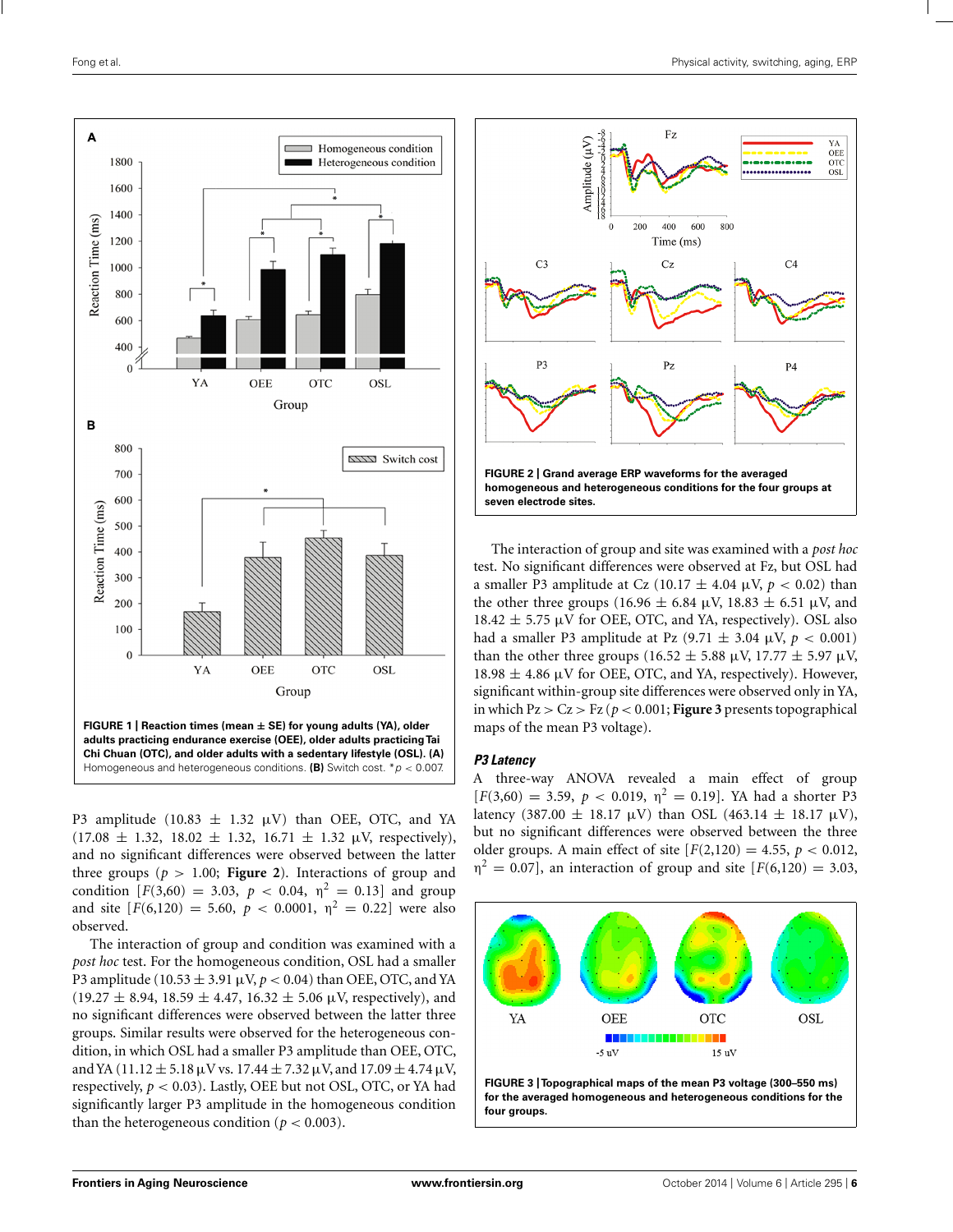FIGURE 1 | Reaction times (mean ± SE) for young adults (YA), older adults practicing endurance exercise (OEE), older adults practicing Tai Chi Chuan (OTC), and older adults with a sedentary lifestyle (OSL). (A) Homogeneous and heterogeneous conditions. (B) Switch cost. *$p < 0.007$.

P3 amplitude (10.83 ± 1.32 µV) than OEE, OTC, and YA (17.08 ± 1.32, 18.02 ± 1.32, 16.71 ± 1.32 µV, respectively), and no significant differences were observed between the latter three groups ($p > 1.00$; **Figure 2**). Interactions of group and condition [$F(3,60) = 3.03$, $p < 0.04$, $\eta^2 = 0.13$] and group and site [$F(6,120) = 5.60$, $p < 0.0001$, $\eta^2 = 0.22$] were also observed.

The interaction of group and condition was examined with a *post hoc* test. For the homogeneous condition, OSL had a smaller P3 amplitude (10.53 ± 3.91 µV, $p < 0.04$) than OEE, OTC, and YA (19.27 ± 8.94, 18.59 ± 4.47, 16.32 ± 5.06 µV, respectively), and no significant differences were observed between the latter three groups. Similar results were observed for the heterogeneous condition, in which OSL had a smaller P3 amplitude than OEE, OTC, and YA (11.12 ± 5.18 µV vs. 17.44 ± 7.32 µV, and 17.09 ± 4.74 µV, respectively, $p < 0.03$). Lastly, OEE but not OSL, OTC, or YA had significantly larger P3 amplitude in the homogeneous condition than the heterogeneous condition ($p < 0.003$).

FIGURE 2 | Grand average ERP waveforms for the averaged homogeneous and heterogeneous conditions for the four groups at seven electrode sites.

The interaction of group and site was examined with a *post hoc* test. No significant differences were observed at Fz, but OSL had a smaller P3 amplitude at Cz (10.17 ± 4.04 µV, $p < 0.02$) than the other three groups (16.96 ± 6.84 µV, 18.83 ± 6.51 µV, and 18.42 ± 5.75 µV for OEE, OTC, and YA, respectively). OSL also had a smaller P3 amplitude at Pz (9.71 ± 3.04 µV, $p < 0.001$) than the other three groups (16.52 ± 5.88 µV, 17.77 ± 5.97 µV, 18.98 ± 4.86 µV for OEE, OTC, and YA, respectively). However, significant within-group site differences were observed only in YA, in which Pz > Cz > Fz ($p < 0.001$; **Figure 3** presents topographical maps of the mean P3 voltage).

### *P3 Latency*

A three-way ANOVA revealed a main effect of group [$F(3,60) = 3.59$, $p < 0.019$, $\eta^2 = 0.19$]. YA had a shorter P3 latency (387.00 ± 18.17 µV) than OSL (463.14 ± 18.17 µV), but no significant differences were observed between the three older groups. A main effect of site [$F(2,120) = 4.55$, $p < 0.012$, $\eta^2 = 0.07$], an interaction of group and site [$F(6,120) = 3.03$,

FIGURE 3 | Topographical maps of the mean P3 voltage (300–550 ms) for the averaged homogeneous and heterogeneous conditions for the four groups.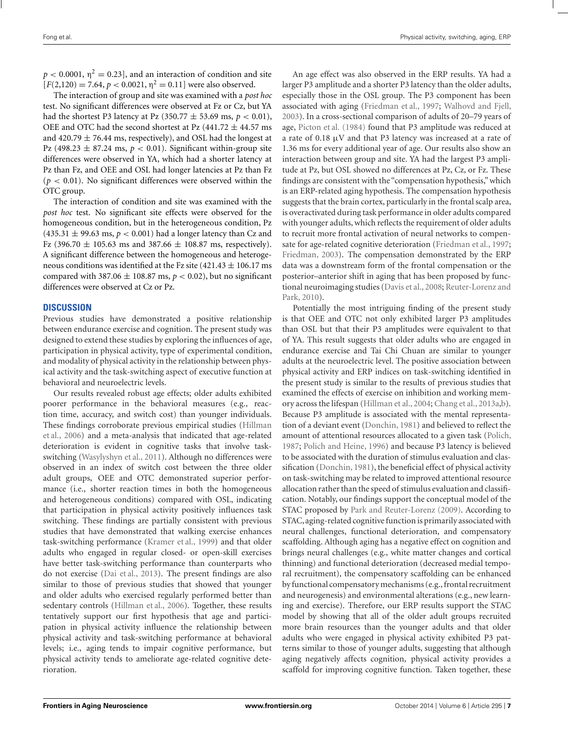$p < 0.0001$, $\eta^2 = 0.23$], and an interaction of condition and site [$F(2,120) = 7.64$, $p < 0.0021$, $\eta^2 = 0.11$] were also observed.

The interaction of group and site was examined with a *post hoc* test. No significant differences were observed at Fz or Cz, but YA had the shortest P3 latency at Pz (350.77 ± 53.69 ms, $p < 0.01$), OEE and OTC had the second shortest at Pz (441.72 ± 44.57 ms and 420.79 ± 76.44 ms, respectively), and OSL had the longest at Pz (498.23 ± 87.24 ms, $p < 0.01$). Significant within-group site differences were observed in YA, which had a shorter latency at Pz than Fz, and OEE and OSL had longer latencies at Pz than Fz ($p < 0.01$). No significant differences were observed within the OTC group.

The interaction of condition and site was examined with the *post hoc* test. No significant site effects were observed for the homogeneous condition, but in the heterogeneous condition, Pz (435.31 ± 99.63 ms, $p < 0.001$) had a longer latency than Cz and Fz (396.70 ± 105.63 ms and 387.66 ± 108.87 ms, respectively). A significant difference between the homogeneous and heterogeneous conditions was identified at the Fz site (421.43 ± 106.17 ms compared with 387.06 ± 108.87 ms, $p < 0.02$), but no significant differences were observed at Cz or Pz.

## DISCUSSION

Previous studies have demonstrated a positive relationship between endurance exercise and cognition. The present study was designed to extend these studies by exploring the influences of age, participation in physical activity, type of experimental condition, and modality of physical activity in the relationship between physical activity and the task-switching aspect of executive function at behavioral and neuroelectric levels.

Our results revealed robust age effects; older adults exhibited poorer performance in the behavioral measures (e.g., reaction time, accuracy, and switch cost) than younger individuals. These findings corroborate previous empirical studies (Hillman et al., 2006) and a meta-analysis that indicated that age-related deterioration is evident in cognitive tasks that involve task-switching (Wasylyshyn et al., 2011). Although no differences were observed in an index of switch cost between the three older adult groups, OEE and OTC demonstrated superior performance (i.e., shorter reaction times in both the homogeneous and heterogeneous conditions) compared with OSL, indicating that participation in physical activity positively influences task switching. These findings are partially consistent with previous studies that have demonstrated that walking exercise enhances task-switching performance (Kramer et al., 1999) and that older adults who engaged in regular closed- or open-skill exercises have better task-switching performance than counterparts who do not exercise (Dai et al., 2013). The present findings are also similar to those of previous studies that showed that younger and older adults who exercised regularly performed better than sedentary controls (Hillman et al., 2006). Together, these results tentatively support our first hypothesis that age and participation in physical activity influence the relationship between physical activity and task-switching performance at behavioral levels; i.e., aging tends to impair cognitive performance, but physical activity tends to ameliorate age-related cognitive deterioration.

An age effect was also observed in the ERP results. YA had a larger P3 amplitude and a shorter P3 latency than the older adults, especially those in the OSL group. The P3 component has been associated with aging (Friedman et al., 1997; Walhovd and Fjell, 2003). In a cross-sectional comparison of adults of 20–79 years of age, Picton et al. (1984) found that P3 amplitude was reduced at a rate of 0.18 μV and that P3 latency was increased at a rate of 1.36 ms for every additional year of age. Our results also show an interaction between group and site. YA had the largest P3 amplitude at Pz, but OSL showed no differences at Pz, Cz, or Fz. These findings are consistent with the "compensation hypothesis," which is an ERP-related aging hypothesis. The compensation hypothesis suggests that the brain cortex, particularly in the frontal scalp area, is overactivated during task performance in older adults compared with younger adults, which reflects the requirement of older adults to recruit more frontal activation of neural networks to compensate for age-related cognitive deterioration (Friedman et al., 1997; Friedman, 2003). The compensation demonstrated by the ERP data was a downstream form of the frontal compensation or the posterior–anterior shift in aging that has been proposed by functional neuroimaging studies (Davis et al., 2008; Reuter-Lorenz and Park, 2010).

Potentially the most intriguing finding of the present study is that OEE and OTC not only exhibited larger P3 amplitudes than OSL but that their P3 amplitudes were equivalent to that of YA. This result suggests that older adults who are engaged in endurance exercise and Tai Chi Chuan are similar to younger adults at the neuroelectric level. The positive association between physical activity and ERP indices on task-switching identified in the present study is similar to the results of previous studies that examined the effects of exercise on inhibition and working memory across the lifespan (Hillman et al., 2004; Chang et al., 2013a,b). Because P3 amplitude is associated with the mental representation of a deviant event (Donchin, 1981) and believed to reflect the amount of attentional resources allocated to a given task (Polich, 1987; Polich and Heine, 1996) and because P3 latency is believed to be associated with the duration of stimulus evaluation and classification (Donchin, 1981), the beneficial effect of physical activity on task-switching may be related to improved attentional resource allocation rather than the speed of stimulus evaluation and classification. Notably, our findings support the conceptual model of the STAC proposed by Park and Reuter-Lorenz (2009). According to STAC, aging-related cognitive function is primarily associated with neural challenges, functional deterioration, and compensatory scaffolding. Although aging has a negative effect on cognition and brings neural challenges (e.g., white matter changes and cortical thinning) and functional deterioration (decreased medial temporal recruitment), the compensatory scaffolding can be enhanced by functional compensatory mechanisms (e.g., frontal recruitment and neurogenesis) and environmental alterations (e.g., new learning and exercise). Therefore, our ERP results support the STAC model by showing that all of the older adult groups recruited more brain resources than the younger adults and that older adults who were engaged in physical activity exhibited P3 patterns similar to those of younger adults, suggesting that although aging negatively affects cognition, physical activity provides a scaffold for improving cognitive function. Taken together, these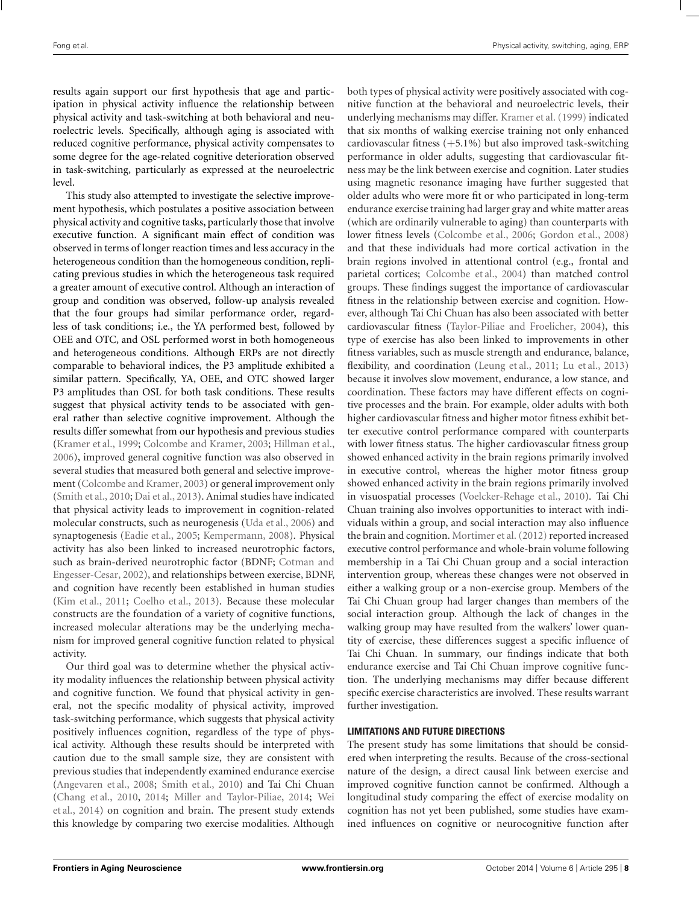results again support our first hypothesis that age and participation in physical activity influence the relationship between physical activity and task-switching at both behavioral and neuroelectric levels. Specifically, although aging is associated with reduced cognitive performance, physical activity compensates to some degree for the age-related cognitive deterioration observed in task-switching, particularly as expressed at the neuroelectric level.

This study also attempted to investigate the selective improvement hypothesis, which postulates a positive association between physical activity and cognitive tasks, particularly those that involve executive function. A significant main effect of condition was observed in terms of longer reaction times and less accuracy in the heterogeneous condition than the homogeneous condition, replicating previous studies in which the heterogeneous task required a greater amount of executive control. Although an interaction of group and condition was observed, follow-up analysis revealed that the four groups had similar performance order, regardless of task conditions; i.e., the YA performed best, followed by OEE and OTC, and OSL performed worst in both homogeneous and heterogeneous conditions. Although ERPs are not directly comparable to behavioral indices, the P3 amplitude exhibited a similar pattern. Specifically, YA, OEE, and OTC showed larger P3 amplitudes than OSL for both task conditions. These results suggest that physical activity tends to be associated with general rather than selective cognitive improvement. Although the results differ somewhat from our hypothesis and previous studies (Kramer et al., 1999; Colcombe and Kramer, 2003; Hillman et al., 2006), improved general cognitive function was also observed in several studies that measured both general and selective improvement (Colcombe and Kramer, 2003) or general improvement only (Smith et al., 2010; Dai et al., 2013). Animal studies have indicated that physical activity leads to improvement in cognition-related molecular constructs, such as neurogenesis (Uda et al., 2006) and synaptogenesis (Eadie et al., 2005; Kempermann, 2008). Physical activity has also been linked to increased neurotrophic factors, such as brain-derived neurotrophic factor (BDNF; Cotman and Engesser-Cesar, 2002), and relationships between exercise, BDNF, and cognition have recently been established in human studies (Kim et al., 2011; Coelho et al., 2013). Because these molecular constructs are the foundation of a variety of cognitive functions, increased molecular alterations may be the underlying mechanism for improved general cognitive function related to physical activity.

Our third goal was to determine whether the physical activity modality influences the relationship between physical activity and cognitive function. We found that physical activity in general, not the specific modality of physical activity, improved task-switching performance, which suggests that physical activity positively influences cognition, regardless of the type of physical activity. Although these results should be interpreted with caution due to the small sample size, they are consistent with previous studies that independently examined endurance exercise (Angevaren et al., 2008; Smith et al., 2010) and Tai Chi Chuan (Chang et al., 2010, 2014; Miller and Taylor-Piliae, 2014; Wei et al., 2014) on cognition and brain. The present study extends this knowledge by comparing two exercise modalities. Although both types of physical activity were positively associated with cognitive function at the behavioral and neuroelectric levels, their underlying mechanisms may differ. Kramer et al. (1999) indicated that six months of walking exercise training not only enhanced cardiovascular fitness (+5.1%) but also improved task-switching performance in older adults, suggesting that cardiovascular fitness may be the link between exercise and cognition. Later studies using magnetic resonance imaging have further suggested that older adults who were more fit or who participated in long-term endurance exercise training had larger gray and white matter areas (which are ordinarily vulnerable to aging) than counterparts with lower fitness levels (Colcombe et al., 2006; Gordon et al., 2008) and that these individuals had more cortical activation in the brain regions involved in attentional control (e.g., frontal and parietal cortices; Colcombe et al., 2004) than matched control groups. These findings suggest the importance of cardiovascular fitness in the relationship between exercise and cognition. However, although Tai Chi Chuan has also been associated with better cardiovascular fitness (Taylor-Piliae and Froelicher, 2004), this type of exercise has also been linked to improvements in other fitness variables, such as muscle strength and endurance, balance, flexibility, and coordination (Leung et al., 2011; Lu et al., 2013) because it involves slow movement, endurance, a low stance, and coordination. These factors may have different effects on cognitive processes and the brain. For example, older adults with both higher cardiovascular fitness and higher motor fitness exhibit better executive control performance compared with counterparts with lower fitness status. The higher cardiovascular fitness group showed enhanced activity in the brain regions primarily involved in executive control, whereas the higher motor fitness group showed enhanced activity in the brain regions primarily involved in visuospatial processes (Voelcker-Rehage et al., 2010). Tai Chi Chuan training also involves opportunities to interact with individuals within a group, and social interaction may also influence the brain and cognition. Mortimer et al. (2012) reported increased executive control performance and whole-brain volume following membership in a Tai Chi Chuan group and a social interaction intervention group, whereas these changes were not observed in either a walking group or a non-exercise group. Members of the Tai Chi Chuan group had larger changes than members of the social interaction group. Although the lack of changes in the walking group may have resulted from the walkers' lower quantity of exercise, these differences suggest a specific influence of Tai Chi Chuan. In summary, our findings indicate that both endurance exercise and Tai Chi Chuan improve cognitive function. The underlying mechanisms may differ because different specific exercise characteristics are involved. These results warrant further investigation.

## LIMITATIONS AND FUTURE DIRECTIONS

The present study has some limitations that should be considered when interpreting the results. Because of the cross-sectional nature of the design, a direct causal link between exercise and improved cognitive function cannot be confirmed. Although a longitudinal study comparing the effect of exercise modality on cognition has not yet been published, some studies have examined influences on cognitive or neurocognitive function after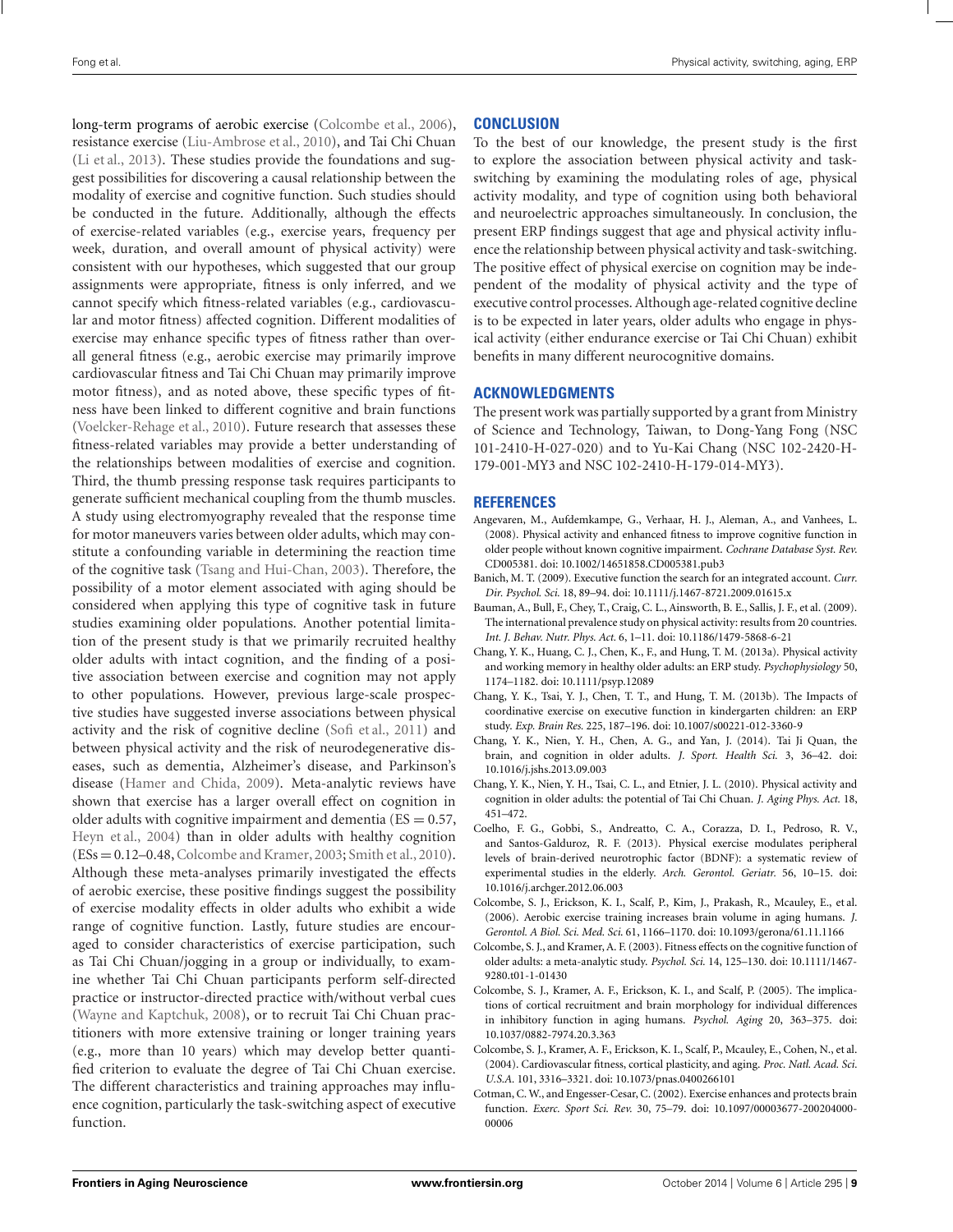long-term programs of aerobic exercise (Colcombe et al., 2006), resistance exercise (Liu-Ambrose et al., 2010), and Tai Chi Chuan (Li et al., 2013). These studies provide the foundations and suggest possibilities for discovering a causal relationship between the modality of exercise and cognitive function. Such studies should be conducted in the future. Additionally, although the effects of exercise-related variables (e.g., exercise years, frequency per week, duration, and overall amount of physical activity) were consistent with our hypotheses, which suggested that our group assignments were appropriate, fitness is only inferred, and we cannot specify which fitness-related variables (e.g., cardiovascular and motor fitness) affected cognition. Different modalities of exercise may enhance specific types of fitness rather than overall general fitness (e.g., aerobic exercise may primarily improve cardiovascular fitness and Tai Chi Chuan may primarily improve motor fitness), and as noted above, these specific types of fitness have been linked to different cognitive and brain functions (Voelcker-Rehage et al., 2010). Future research that assesses these fitness-related variables may provide a better understanding of the relationships between modalities of exercise and cognition. Third, the thumb pressing response task requires participants to generate sufficient mechanical coupling from the thumb muscles. A study using electromyography revealed that the response time for motor maneuvers varies between older adults, which may constitute a confounding variable in determining the reaction time of the cognitive task (Tsang and Hui-Chan, 2003). Therefore, the possibility of a motor element associated with aging should be considered when applying this type of cognitive task in future studies examining older populations. Another potential limitation of the present study is that we primarily recruited healthy older adults with intact cognition, and the finding of a positive association between exercise and cognition may not apply to other populations. However, previous large-scale prospective studies have suggested inverse associations between physical activity and the risk of cognitive decline (Sofi et al., 2011) and between physical activity and the risk of neurodegenerative diseases, such as dementia, Alzheimer's disease, and Parkinson's disease (Hamer and Chida, 2009). Meta-analytic reviews have shown that exercise has a larger overall effect on cognition in older adults with cognitive impairment and dementia (ES = 0.57, Heyn et al., 2004) than in older adults with healthy cognition (ESs = 0.12–0.48, Colcombe and Kramer, 2003; Smith et al., 2010). Although these meta-analyses primarily investigated the effects of aerobic exercise, these positive findings suggest the possibility of exercise modality effects in older adults who exhibit a wide range of cognitive function. Lastly, future studies are encouraged to consider characteristics of exercise participation, such as Tai Chi Chuan/jogging in a group or individually, to examine whether Tai Chi Chuan participants perform self-directed practice or instructor-directed practice with/without verbal cues (Wayne and Kaptchuk, 2008), or to recruit Tai Chi Chuan practitioners with more extensive training or longer training years (e.g., more than 10 years) which may develop better quantified criterion to evaluate the degree of Tai Chi Chuan exercise. The different characteristics and training approaches may influence cognition, particularly the task-switching aspect of executive function.

## CONCLUSION

To the best of our knowledge, the present study is the first to explore the association between physical activity and task-switching by examining the modulating roles of age, physical activity modality, and type of cognition using both behavioral and neuroelectric approaches simultaneously. In conclusion, the present ERP findings suggest that age and physical activity influence the relationship between physical activity and task-switching. The positive effect of physical exercise on cognition may be independent of the modality of physical activity and the type of executive control processes. Although age-related cognitive decline is to be expected in later years, older adults who engage in physical activity (either endurance exercise or Tai Chi Chuan) exhibit benefits in many different neurocognitive domains.

## ACKNOWLEDGMENTS

The present work was partially supported by a grant from Ministry of Science and Technology, Taiwan, to Dong-Yang Fong (NSC 101-2410-H-027-020) and to Yu-Kai Chang (NSC 102-2420-H-179-001-MY3 and NSC 102-2410-H-179-014-MY3).

## REFERENCES

Angevaren, M., Aufdemkampe, G., Verhaar, H. J., Aleman, A., and Vanhees, L. (2008). Physical activity and enhanced fitness to improve cognitive function in older people without known cognitive impairment. *Cochrane Database Syst. Rev.* CD005381. doi: 10.1002/14651858.CD005381.pub3

Banich, M. T. (2009). Executive function the search for an integrated account. *Curr. Dir. Psychol. Sci.* 18, 89–94. doi: 10.1111/j.1467-8721.2009.01615.x

Bauman, A., Bull, F., Chey, T., Craig, C. L., Ainsworth, B. E., Sallis, J. F., et al. (2009). The international prevalence study on physical activity: results from 20 countries. *Int. J. Behav. Nutr. Phys. Act.* 6, 1–11. doi: 10.1186/1479-5868-6-21

Chang, Y. K., Huang, C. J., Chen, K., F., and Hung, T. M. (2013a). Physical activity and working memory in healthy older adults: an ERP study. *Psychophysiology* 50, 1174–1182. doi: 10.1111/psyp.12089

Chang, Y. K., Tsai, Y. J., Chen, T. T., and Hung, T. M. (2013b). The Impacts of coordinative exercise on executive function in kindergarten children: an ERP study. *Exp. Brain Res.* 225, 187–196. doi: 10.1007/s00221-012-3360-9

Chang, Y. K., Nien, Y. H., Chen, A. G., and Yan, J. (2014). Tai Ji Quan, the brain, and cognition in older adults. *J. Sport. Health Sci.* 3, 36–42. doi: 10.1016/j.jshs.2013.09.003

Chang, Y. K., Nien, Y. H., Tsai, C. L., and Etnier, J. L. (2010). Physical activity and cognition in older adults: the potential of Tai Chi Chuan. *J. Aging Phys. Act.* 18, 451–472.

Coelho, F. G., Gobbi, S., Andreatto, C. A., Corazza, D. I., Pedroso, R. V., and Santos-Galduroz, R. F. (2013). Physical exercise modulates peripheral levels of brain-derived neurotrophic factor (BDNF): a systematic review of experimental studies in the elderly. *Arch. Gerontol. Geriatr.* 56, 10–15. doi: 10.1016/j.archger.2012.06.003

Colcombe, S. J., Erickson, K. I., Scalf, P., Kim, J., Prakash, R., Mcauley, E., et al. (2006). Aerobic exercise training increases brain volume in aging humans. *J. Gerontol. A Biol. Sci. Med. Sci.* 61, 1166–1170. doi: 10.1093/gerona/61.11.1166

Colcombe, S. J., and Kramer, A. F. (2003). Fitness effects on the cognitive function of older adults: a meta-analytic study. *Psychol. Sci.* 14, 125–130. doi: 10.1111/1467-9280.t01-1-01430

Colcombe, S. J., Kramer, A. F., Erickson, K. I., and Scalf, P. (2005). The implications of cortical recruitment and brain morphology for individual differences in inhibitory function in aging humans. *Psychol. Aging* 20, 363–375. doi: 10.1037/0882-7974.20.3.363

Colcombe, S. J., Kramer, A. F., Erickson, K. I., Scalf, P., Mcauley, E., Cohen, N., et al. (2004). Cardiovascular fitness, cortical plasticity, and aging. *Proc. Natl. Acad. Sci. U.S.A.* 101, 3316–3321. doi: 10.1073/pnas.0400266101

Cotman, C. W., and Engesser-Cesar, C. (2002). Exercise enhances and protects brain function. *Exerc. Sport Sci. Rev.* 30, 75–79. doi: 10.1097/00003677-200204000-00006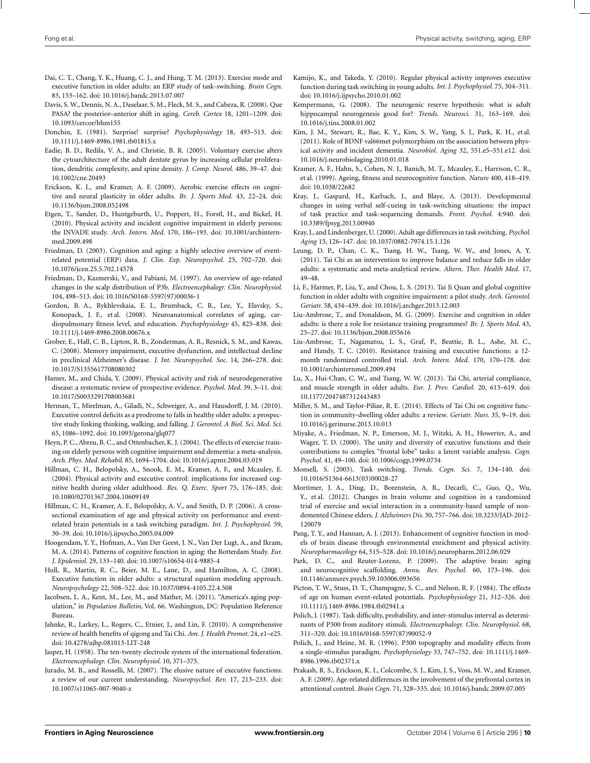Dai, C. T., Chang, Y. K., Huang, C. J., and Hung, T. M. (2013). Exercise mode and executive function in older adults: an ERP study of task-switching. *Brain Cogn.* 83, 153–162. doi: 10.1016/j.bandc.2013.07.007

Davis, S. W., Dennis, N. A., Daselaar, S. M., Fleck, M. S., and Cabeza, R. (2008). Que PASA? the posterior–anterior shift in aging. *Cereb. Cortex* 18, 1201–1209. doi: 10.1093/cercor/bhm155

Donchin, E. (1981). Surprise! surprise? *Psychophysiology* 18, 493–513. doi: 10.1111/j.1469-8986.1981.tb01815.x

Eadie, B. D., Redila, V. A., and Christie, B. R. (2005). Voluntary exercise alters the cytoarchitecture of the adult dentate gyrus by increasing cellular proliferation, dendritic complexity, and spine density. *J. Comp. Neurol.* 486, 39–47. doi: 10.1002/cne.20493

Erickson, K. I., and Kramer, A. F. (2009). Aerobic exercise effects on cognitive and neural plasticity in older adults. *Br. J. Sports Med.* 43, 22–24. doi: 10.1136/bjsm.2008.052498

Etgen, T., Sander, D., Huntgeburth, U., Poppert, H., Forstl, H., and Bickel, H. (2010). Physical activity and incident cognitive impairment in elderly persons: the INVADE study. *Arch. Intern. Med.* 170, 186–193. doi: 10.1001/archinternmed.2009.498

Friedman, D. (2003). Cognition and aging: a highly selective overview of event-related potential (ERP) data. *J. Clin. Exp. Neuropsychol.* 25, 702–720. doi: 10.1076/jcen.25.5.702.14578

Friedman, D., Kazmerski, V., and Fabiani, M. (1997). An overview of age-related changes in the scalp distribution of P3b. *Electroencephalogr. Clin. Neurophysiol.* 104, 498–513. doi: 10.1016/S0168-5597(97)00036-1

Gordon, B. A., Rykhlevskaia, E. I., Brumback, C. R., Lee, Y., Elavsky, S., Konopack, J. F., et al. (2008). Neuroanatomical correlates of aging, cardiopulmonary fitness level, and education. *Psychophysiology* 45, 825–838. doi: 10.1111/j.1469-8986.2008.00676.x

Grober, E., Hall, C. B., Lipton, R. B., Zonderman, A. B., Resnick, S. M., and Kawas, C. (2008). Memory impairment, executive dysfunction, and intellectual decline in preclinical Alzheimer's disease. *J. Int. Neuropsychol. Soc.* 14, 266–278. doi: 10.1017/S1355617708080302

Hamer, M., and Chida, Y. (2009). Physical activity and risk of neurodegenerative disease: a systematic review of prospective evidence. *Psychol. Med.* 39, 3–11. doi: 10.1017/S0033291708003681

Herman, T., Mirelman, A., Giladi, N., Schweiger, A., and Hausdorff, J. M. (2010). Executive control deficits as a prodrome to falls in healthy older adults: a prospective study linking thinking, walking, and falling. *J. Gerontol. A Biol. Sci. Med. Sci.* 65, 1086–1092. doi: 10.1093/gerona/glq077

Heyn, P. C., Abreu, B. C., and Ottenbacher, K. J. (2004). The effects of exercise training on elderly persons with cognitive impairment and dementia: a meta-analysis. *Arch. Phys. Med. Rehabil.* 85, 1694–1704. doi: 10.1016/j.apmr.2004.03.019

Hillman, C. H., Belopolsky, A., Snook, E. M., Kramer, A. F., and Mcauley, E. (2004). Physical activity and executive control: implications for increased cognitive health during older adulthood. *Res. Q. Exerc. Sport* 75, 176–185. doi: 10.1080/02701367.2004.10609149

Hillman, C. H., Kramer, A. F., Belopolsky, A. V., and Smith, D. P. (2006). A cross-sectional examination of age and physical activity on performance and event-related brain potentials in a task switching paradigm. *Int. J. Psychophysiol.* 59, 30–39. doi: 10.1016/j.ijpsycho.2005.04.009

Hoogendam, Y. Y., Hofman, A., Van Der Geest, J. N., Van Der Lugt, A., and Ikram, M. A. (2014). Patterns of cognitive function in aging: the Rotterdam Study. *Eur. J. Epidemiol.* 29, 133–140. doi: 10.1007/s10654-014-9885-4

Hull, R., Martin, R. C., Beier, M. E., Lane, D., and Hamilton, A. C. (2008). Executive function in older adults: a structural equation modeling approach. *Neuropsychology* 22, 508–522. doi: 10.1037/0894-4105.22.4.508

Jacobsen, L. A., Kent, M., Lee, M., and Mather, M. (2011). "America's aging population," in *Population Bulletin*, Vol. 66. Washington, DC: Population Reference Bureau.

Jahnke, R., Larkey, L., Rogers, C., Etnier, J., and Lin, F. (2010). A comprehensive review of health benefits of qigong and Tai Chi. *Am. J. Health Promot.* 24, e1–e25. doi: 10.4278/ajhp.081013-LIT-248

Jasper, H. (1958). The ten-twenty electrode system of the international federation. *Electroencephalogr. Clin. Neurophysiol.* 10, 371–375.

Jurado, M. B., and Rosselli, M. (2007). The elusive nature of executive functions: a review of our current understanding. *Neuropsychol. Rev.* 17, 213–233. doi: 10.1007/s11065-007-9040-z

Kamijo, K., and Takeda, Y. (2010). Regular physical activity improves executive function during task switching in young adults. *Int. J. Psychophysiol.* 75, 304–311. doi: 10.1016/j.ijpsycho.2010.01.002

Kempermann, G. (2008). The neurogenic reserve hypothesis: what is adult hippocampal neurogenesis good for? *Trends. Neurosci.* 31, 163–169. doi: 10.1016/j.tins.2008.01.002

Kim, J. M., Stewart, R., Bae, K. Y., Kim, S. W., Yang, S. J., Park, K. H., et al. (2011). Role of BDNF val66met polymorphism on the association between physical activity and incident dementia. *Neurobiol. Aging* 32, 551.e5–551.e12. doi: 10.1016/j.neurobiolaging.2010.01.018

Kramer, A. F., Hahn, S., Cohen, N. J., Banich, M. T., Mcauley, E., Harrison, C. R., et al. (1999). Ageing, fitness and neurocognitive function. *Nature* 400, 418–419. doi: 10.1038/22682

Kray, J., Gaspard, H., Karbach, J., and Blaye, A. (2013). Developmental changes in using verbal self-cueing in task-switching situations: the impact of task practice and task-sequencing demands. *Front. Psychol.* 4:940. doi: 10.3389/fpsyg.2013.00940

Kray, J., and Lindenberger, U. (2000). Adult age differences in task switching. *Psychol. Aging* 15, 126–147. doi: 10.1037/0882-7974.15.1.126

Leung, D. P., Chan, C. K., Tsang, H. W., Tsang, W. W., and Jones, A. Y. (2011). Tai Chi as an intervention to improve balance and reduce falls in older adults: a systematic and meta-analytical review. *Altern. Ther. Health Med.* 17, 49–48.

Li, F., Harmer, P., Liu, Y., and Chou, L. S. (2013). Tai Ji Quan and global cognitive function in older adults with cognitive impairment: a pilot study. *Arch. Gerontol. Geriatr.* 58, 434–439. doi: 10.1016/j.archger.2013.12.003

Liu-Ambrose, T., and Donaldson, M. G. (2009). Exercise and cognition in older adults: is there a role for resistance training programmes? *Br. J. Sports Med.* 43, 25–27. doi: 10.1136/bjsm.2008.055616

Liu-Ambrose, T., Nagamatsu, L. S., Graf, P., Beattie, B. L., Ashe, M. C., and Handy, T. C. (2010). Resistance training and executive functions: a 12-month randomized controlled trial. *Arch. Intern. Med.* 170, 170–178. doi: 10.1001/archinternmed.2009.494

Lu, X., Hui-Chan, C. W., and Tsang, W. W. (2013). Tai Chi, arterial compliance, and muscle strength in older adults. *Eur. J. Prev. Cardiol.* 20, 613–619. doi: 10.1177/2047487312443483

Miller, S. M., and Taylor-Piliae, R. E. (2014). Effects of Tai Chi on cognitive function in community-dwelling older adults: a review. *Geriatr. Nurs.* 35, 9–19. doi: 10.1016/j.gerinurse.2013.10.013

Miyake, A., Friedman, N. P., Emerson, M. J., Witzki, A. H., Howerter, A., and Wager, T. D. (2000). The unity and diversity of executive functions and their contributions to complex "frontal lobe" tasks: a latent variable analysis. *Cogn. Psychol.* 41, 49–100. doi: 10.1006/cogp.1999.0734

Monsell, S. (2003). Task switching. *Trends. Cogn. Sci.* 7, 134–140. doi: 10.1016/S1364-6613(03)00028-27

Mortimer, J. A., Ding, D., Borenstein, A. R., Decarli, C., Guo, Q., Wu, Y., et al. (2012). Changes in brain volume and cognition in a randomized trial of exercise and social interaction in a community-based sample of non-demented Chinese elders. *J. Alzheimers Dis.* 30, 757–766. doi: 10.3233/JAD-2012-120079

Pang, T. Y., and Hannan, A. J. (2013). Enhancement of cognitive function in models of brain disease through environmental enrichment and physical activity. *Neuropharmacology* 64, 515–528. doi: 10.1016/j.neuropharm.2012.06.029

Park, D. C., and Reuter-Lorenz, P. (2009). The adaptive brain: aging and neurocognitive scaffolding. *Annu. Rev. Psychol.* 60, 173–196. doi: 10.1146/annurev.psych.59.103006.093656

Picton, T. W., Stuss, D. T., Champagne, S. C., and Nelson, R. F. (1984). The effects of age on human event-related potentials. *Psychophysiology* 21, 312–326. doi: 10.1111/j.1469-8986.1984.tb02941.x

Polich, J. (1987). Task difficulty, probability, and inter-stimulus interval as determinants of P300 from auditory stimuli. *Electroencephalogr. Clin. Neurophysiol.* 68, 311–320. doi: 10.1016/0168-5597(87)90052-9

Polich, J., and Heine, M. R. (1996). P300 topography and modality effects from a single-stimulus paradigm. *Psychophysiology* 33, 747–752. doi: 10.1111/j.1469-8986.1996.tb02371.x

Prakash, R. S., Erickson, K. I., Colcombe, S. J., Kim, J. S., Voss, M. W., and Kramer, A. F. (2009). Age-related differences in the involvement of the prefrontal cortex in attentional control. *Brain Cogn.* 71, 328–335. doi: 10.1016/j.bandc.2009.07.005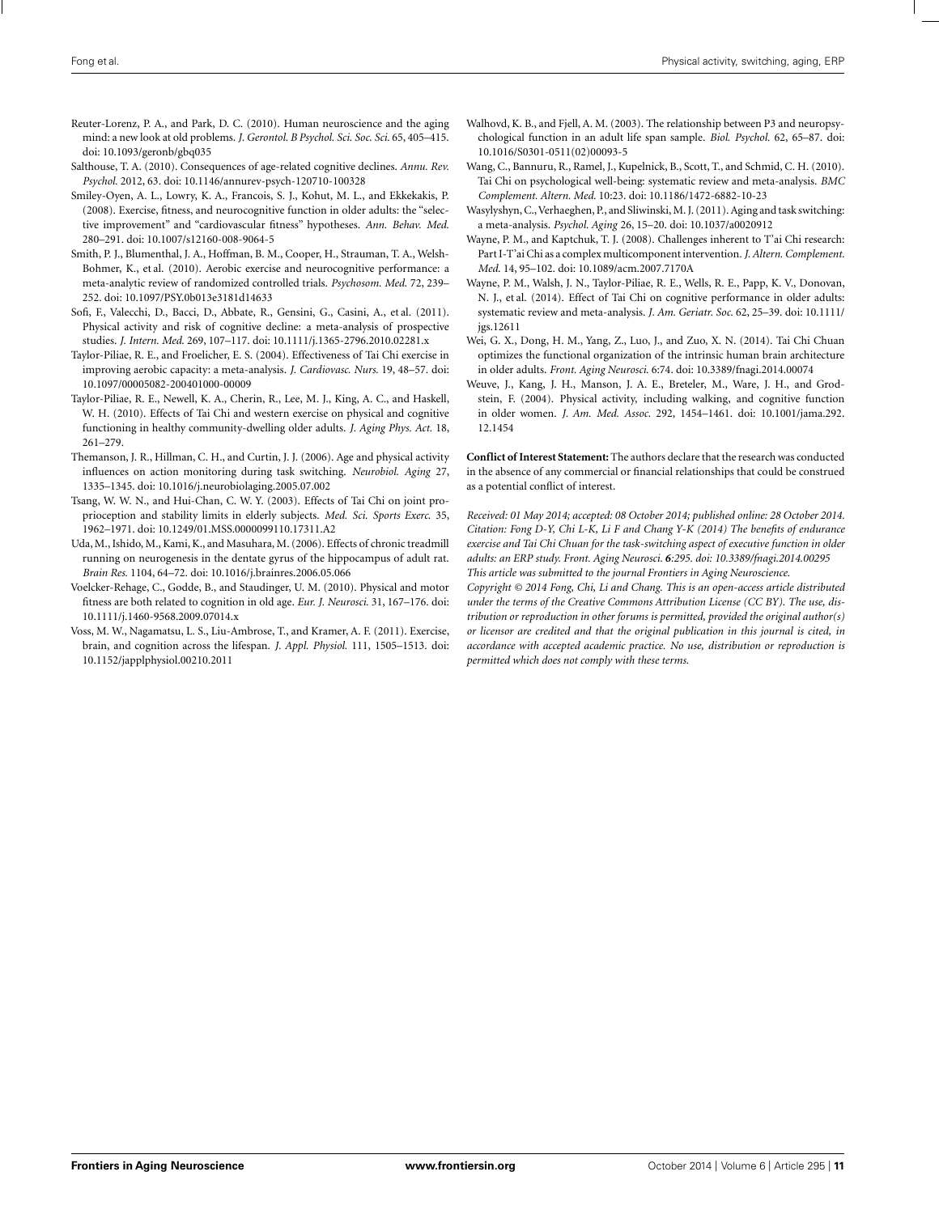Reuter-Lorenz, P. A., and Park, D. C. (2010). Human neuroscience and the aging mind: a new look at old problems. *J. Gerontol. B Psychol. Sci. Soc. Sci.* 65, 405–415. doi: 10.1093/geronb/gbq035

Salthouse, T. A. (2010). Consequences of age-related cognitive declines. *Annu. Rev. Psychol.* 2012, 63. doi: 10.1146/annurev-psych-120710-100328

Smiley-Oyen, A. L., Lowry, K. A., Francois, S. J., Kohut, M. L., and Ekkekakis, P. (2008). Exercise, fitness, and neurocognitive function in older adults: the "selective improvement" and "cardiovascular fitness" hypotheses. *Ann. Behav. Med.* 280–291. doi: 10.1007/s12160-008-9064-5

Smith, P. J., Blumenthal, J. A., Hoffman, B. M., Cooper, H., Strauman, T. A., Welsh-Bohmer, K., et al. (2010). Aerobic exercise and neurocognitive performance: a meta-analytic review of randomized controlled trials. *Psychosom. Med.* 72, 239–252. doi: 10.1097/PSY.0b013e3181d14633

Sofi, F., Valecchi, D., Bacci, D., Abbate, R., Gensini, G., Casini, A., et al. (2011). Physical activity and risk of cognitive decline: a meta-analysis of prospective studies. *J. Intern. Med.* 269, 107–117. doi: 10.1111/j.1365-2796.2010.02281.x

Taylor-Piliae, R. E., and Froelicher, E. S. (2004). Effectiveness of Tai Chi exercise in improving aerobic capacity: a meta-analysis. *J. Cardiovasc. Nurs.* 19, 48–57. doi: 10.1097/00005082-200401000-00009

Taylor-Piliae, R. E., Newell, K. A., Cherin, R., Lee, M. J., King, A. C., and Haskell, W. H. (2010). Effects of Tai Chi and western exercise on physical and cognitive functioning in healthy community-dwelling older adults. *J. Aging Phys. Act.* 18, 261–279.

Themanson, J. R., Hillman, C. H., and Curtin, J. J. (2006). Age and physical activity influences on action monitoring during task switching. *Neurobiol. Aging* 27, 1335–1345. doi: 10.1016/j.neurobiolaging.2005.07.002

Tsang, W. W. N., and Hui-Chan, C. W. Y. (2003). Effects of Tai Chi on joint proprioception and stability limits in elderly subjects. *Med. Sci. Sports Exerc.* 35, 1962–1971. doi: 10.1249/01.MSS.0000099110.17311.A2

Uda, M., Ishido, M., Kami, K., and Masuhara, M. (2006). Effects of chronic treadmill running on neurogenesis in the dentate gyrus of the hippocampus of adult rat. *Brain Res.* 1104, 64–72. doi: 10.1016/j.brainres.2006.05.066

Voelcker-Rehage, C., Godde, B., and Staudinger, U. M. (2010). Physical and motor fitness are both related to cognition in old age. *Eur. J. Neurosci.* 31, 167–176. doi: 10.1111/j.1460-9568.2009.07014.x

Voss, M. W., Nagamatsu, L. S., Liu-Ambrose, T., and Kramer, A. F. (2011). Exercise, brain, and cognition across the lifespan. *J. Appl. Physiol.* 111, 1505–1513. doi: 10.1152/japplphysiol.00210.2011

Walhovd, K. B., and Fjell, A. M. (2003). The relationship between P3 and neuropsychological function in an adult life span sample. *Biol. Psychol.* 62, 65–87. doi: 10.1016/S0301-0511(02)00093-5

Wang, C., Bannuru, R., Ramel, J., Kupelnick, B., Scott, T., and Schmid, C. H. (2010). Tai Chi on psychological well-being: systematic review and meta-analysis. *BMC Complement. Altern. Med.* 10:23. doi: 10.1186/1472-6882-10-23

Wasylyshyn, C., Verhaeghen, P., and Sliwinski, M. J. (2011). Aging and task switching: a meta-analysis. *Psychol. Aging* 26, 15–20. doi: 10.1037/a0020912

Wayne, P. M., and Kaptchuk, T. J. (2008). Challenges inherent to T'ai Chi research: Part I-T'ai Chi as a complex multicomponent intervention. *J. Altern. Complement. Med.* 14, 95–102. doi: 10.1089/acm.2007.7170A

Wayne, P. M., Walsh, J. N., Taylor-Piliae, R. E., Wells, R. E., Papp, K. V., Donovan, N. J., et al. (2014). Effect of Tai Chi on cognitive performance in older adults: systematic review and meta-analysis. *J. Am. Geriatr. Soc.* 62, 25–39. doi: 10.1111/jgs.12611

Wei, G. X., Dong, H. M., Yang, Z., Luo, J., and Zuo, X. N. (2014). Tai Chi Chuan optimizes the functional organization of the intrinsic human brain architecture in older adults. *Front. Aging Neurosci.* 6:74. doi: 10.3389/fnagi.2014.00074

Weuve, J., Kang, J. H., Manson, J. A. E., Breteler, M., Ware, J. H., and Grodstein, F. (2004). Physical activity, including walking, and cognitive function in older women. *J. Am. Med. Assoc.* 292, 1454–1461. doi: 10.1001/jama.292.12.1454

**Conflict of Interest Statement:** The authors declare that the research was conducted in the absence of any commercial or financial relationships that could be construed as a potential conflict of interest.

*Received: 01 May 2014; accepted: 08 October 2014; published online: 28 October 2014.*
*Citation: Fong D-Y, Chi L-K, Li F and Chang Y-K (2014) The benefits of endurance exercise and Tai Chi Chuan for the task-switching aspect of executive function in older adults: an ERP study. Front. Aging Neurosci.* ***6****:295. doi: 10.3389/fnagi.2014.00295*
*This article was submitted to the journal Frontiers in Aging Neuroscience.*
*Copyright © 2014 Fong, Chi, Li and Chang. This is an open-access article distributed under the terms of the Creative Commons Attribution License (CC BY). The use, distribution or reproduction in other forums is permitted, provided the original author(s) or licensor are credited and that the original publication in this journal is cited, in accordance with accepted academic practice. No use, distribution or reproduction is permitted which does not comply with these terms.*